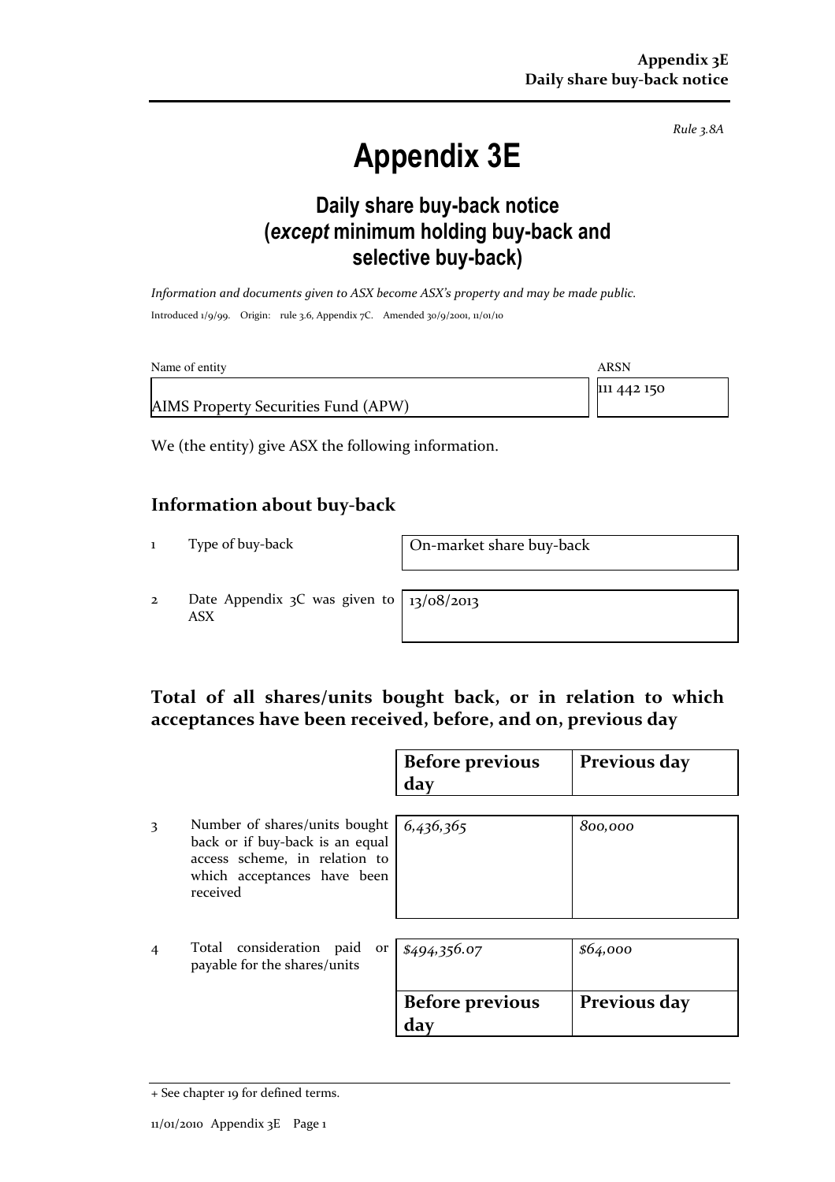*Rule 3.8A*

# Appendix 3E

## Daily share buy-back notice (*except* minimum holding buy-back and selective buy-back)

*Information and documents given to ASX become ASX's property and may be made public.*

Introduced 1/9/99. Origin: rule 3.6, Appendix 7C. Amended 30/9/2001, 11/01/10

| Name of entity | ARSN |
|---|---|
| AIMS Property Securities Fund (APW) | 111 442 150 |

We (the entity) give ASX the following information.

## Information about buy-back

| | | |
|---|---|---|
| 1 | Type of buy-back | On-market share buy-back |
| 2 | Date Appendix 3C was given to ASX | 13/08/2013 |

## Total of all shares/units bought back, or in relation to which acceptances have been received, before, and on, previous day

| | | Before previous day | Previous day |
|---|---|---|---|
| 3 | Number of shares/units bought back or if buy-back is an equal access scheme, in relation to which acceptances have been received | *6,436,365* | *800,000* |
| 4 | Total consideration paid or payable for the shares/units | *$494,356.07* | *$64,000* |
| | | **Before previous day** | **Previous day** |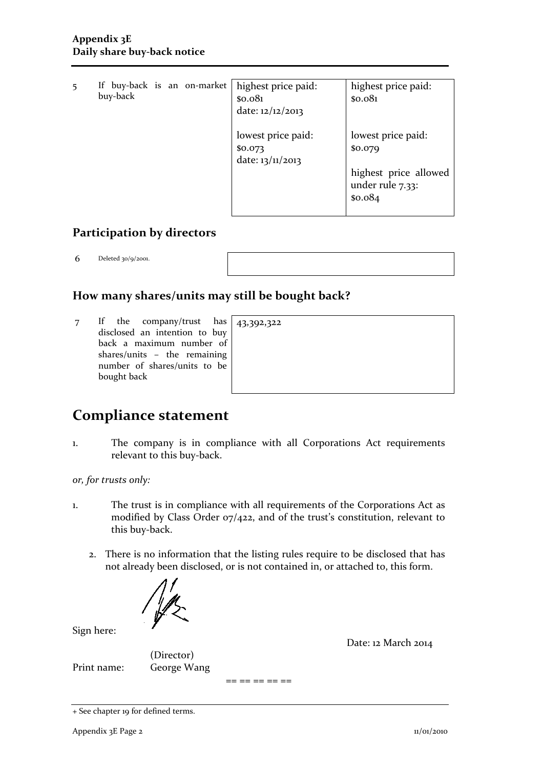| | | | |
|---|---|---|---|
| 5 | If buy-back is an on-market buy-back | highest price paid: \$0.081<br>date: 12/12/2013<br><br>lowest price paid: \$0.073<br>date: 13/11/2013 | highest price paid: \$0.081<br><br>lowest price paid: \$0.079<br><br>highest price allowed under rule 7.33: \$0.084 |

## Participation by directors

| | | |
|---|---|---|
| 6 | Deleted 30/9/2001. | |

## How many shares/units may still be bought back?

| | | |
|---|---|---|
| 7 | If the company/trust has disclosed an intention to buy back a maximum number of shares/units – the remaining number of shares/units to be bought back | 43,392,322 |

# Compliance statement

1. The company is in compliance with all Corporations Act requirements relevant to this buy-back.

*or, for trusts only:*

1. The trust is in compliance with all requirements of the Corporations Act as modified by Class Order 07/422, and of the trust's constitution, relevant to this buy-back.

2. There is no information that the listing rules require to be disclosed that has not already been disclosed, or is not contained in, or attached to, this form.

Sign here: 

Date: 12 March 2014

(Director)

Print name: George Wang

== == == == ==

+ See chapter 19 for defined terms.